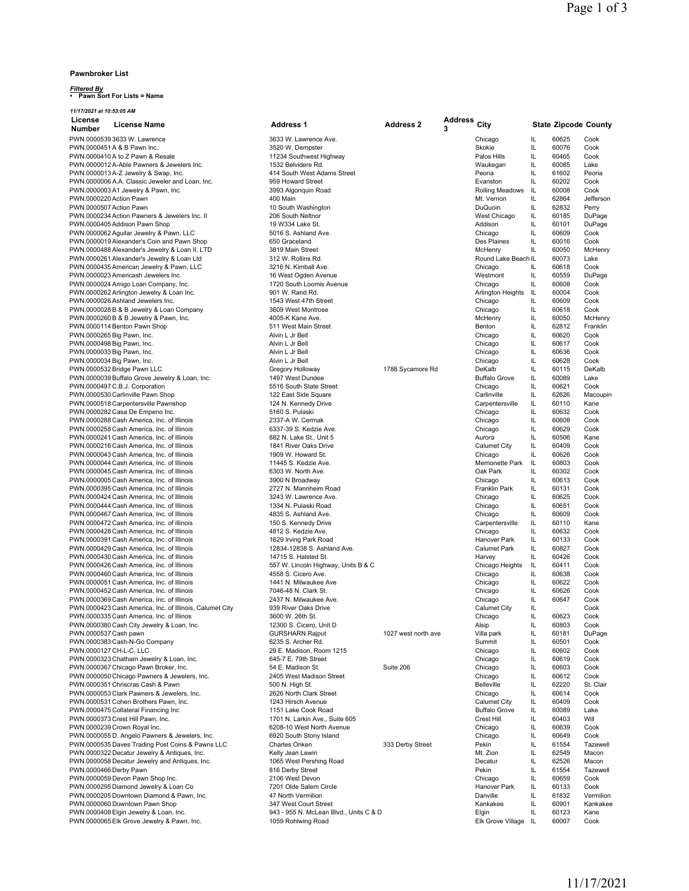**Pawnbroker List**

***Filtered By***
- **Pawn Sort For Lists = Name**

***11/17/2021 at 10:53:05 AM***

| License Number | License Name | Address 1 | Address 2 | Address 3 | City | State | Zipcode | County |
|---|---|---|---|---|---|---|---|---|
| PWN.0000539 | 3633 W. Lawrence | 3633 W. Lawrence Ave. | | | Chicago | IL | 60625 | Cook |
| PWN.0000451 | A & B Pawn Inc. | 3520 W. Dempster | | | Skokie | IL | 60076 | Cook |
| PWN.0000410 | A to Z Pawn & Resale | 11234 Southwest Highway | | | Palos Hills | IL | 60465 | Cook |
| PWN.0000012 | A-Able Pawners & Jewelers Inc. | 1532 Belvidere Rd. | | | Waukegan | IL | 60085 | Lake |
| PWN.0000013 | A-Z Jewelry & Swap, Inc. | 414 South West Adams Street | | | Peoria | IL | 61602 | Peoria |
| PWN.0000006 | A.A. Classic Jeweler and Loan, Inc. | 959 Howard Street | | | Evanston | IL | 60202 | Cook |
| PWN.0000003 | A1 Jewelry & Pawn, Inc. | 3993 Algonquin Road | | | Rolling Meadows | IL | 60008 | Cook |
| PWN.0000220 | Action Pawn | 400 Main | | | Mt. Vernon | IL | 62864 | Jefferson |
| PWN.0000507 | Action Pawn | 10 South Washington | | | DuQuoin | IL | 62832 | Perry |
| PWN.0000234 | Action Pawners & Jewelers Inc. II | 206 South Neltnor | | | West Chicago | IL | 60185 | DuPage |
| PWN.0000405 | Addison Pawn Shop | 19 W334 Lake St. | | | Addison | IL | 60101 | DuPage |
| PWN.0000062 | Aguilar Jewelry & Pawn, LLC | 5016 S. Ashland Ave. | | | Chicago | IL | 60609 | Cook |
| PWN.0000019 | Alexander's Coin and Pawn Shop | 650 Graceland | | | Des Plaines | IL | 60016 | Cook |
| PWN.0000488 | Alexander's Jewelry & Loan II, LTD | 3819 Main Street | | | McHenry | IL | 60050 | McHenry |
| PWN.0000261 | Alexander's Jewelry & Loan Ltd | 312 W. Rollins Rd. | | | Round Lake Beach | IL | 60073 | Lake |
| PWN.0000435 | American Jewelry & Pawn, LLC | 3216 N. Kimball Ave. | | | Chicago | IL | 60618 | Cook |
| PWN.0000023 | Americash Jewelers Inc. | 16 West Ogden Avenue | | | Westmont | IL | 60559 | DuPage |
| PWN.0000024 | Amigo Loan Company, Inc. | 1720 South Loomis Avenue | | | Chicago | IL | 60608 | Cook |
| PWN.0000262 | Arlington Jewelry & Loan Inc. | 901 W. Rand Rd. | | | Arlington Heights | IL | 60004 | Cook |
| PWN.0000026 | Ashland Jewelers Inc. | 1543 West 47th Street | | | Chicago | IL | 60609 | Cook |
| PWN.0000028 | B & B Jewelry & Loan Company | 3609 West Montrose | | | Chicago | IL | 60618 | Cook |
| PWN.0000260 | B & B Jewelry & Pawn, Inc. | 4005-K Kane Ave. | | | McHenry | IL | 60050 | McHenry |
| PWN.0000114 | Benton Pawn Shop | 511 West Main Street | | | Benton | IL | 62812 | Franklin |
| PWN.0000265 | Big Pawn, Inc. | Alvin L Jr Bell | | | Chicago | IL | 60620 | Cook |
| PWN.0000498 | Big Pawn, Inc. | Alvin L Jr Bell | | | Chicago | IL | 60617 | Cook |
| PWN.0000033 | Big Pawn, Inc. | Alvin L Jr Bell | | | Chicago | IL | 60636 | Cook |
| PWN.0000034 | Big Pawn, Inc. | Alvin L Jr Bell | | | Chicago | IL | 60628 | Cook |
| PWN.0000532 | Bridge Pawn LLC | Gregory Holloway | 1788 Sycamore Rd | | DeKalb | IL | 60115 | DeKalb |
| PWN.0000039 | Buffalo Grove Jewelry & Loan, Inc. | 1497 West Dundee | | | Buffalo Grove | IL | 60089 | Lake |
| PWN.0000497 | C.B.J. Corporation | 5516 South State Street | | | Chicago | IL | 60621 | Cook |
| PWN.0000530 | Carlinville Pawn Shop | 122 East Side Square | | | Carlinville | IL | 62626 | Macoupin |
| PWN.0000518 | Carpentersville Pawnshop | 124 N. Kennedy Drive | | | Carpentersville | IL | 60110 | Kane |
| PWN.0000282 | Casa De Empeno Inc. | 5160 S. Pulaski | | | Chicago | IL | 60632 | Cook |
| PWN.0000288 | Cash America, Inc. of Illinois | 2337-A W. Cermak | | | Chicago | IL | 60608 | Cook |
| PWN.0000258 | Cash America, Inc. of Illinois | 6337-39 S. Kedzie Ave. | | | Chicago | IL | 60629 | Cook |
| PWN.0000241 | Cash America, Inc. of Illinois | 882 N. Lake St., Unit 5 | | | Aurora | IL | 60506 | Kane |
| PWN.0000216 | Cash America, Inc. of Illinois | 1841 River Oaks Drive | | | Calumet City | IL | 60409 | Cook |
| PWN.0000043 | Cash America, Inc. of Illinois | 1909 W. Howard St. | | | Chicago | IL | 60626 | Cook |
| PWN.0000044 | Cash America, Inc. of Illinois | 11445 S. Kedzie Ave. | | | Merrionette Park | IL | 60803 | Cook |
| PWN.0000045 | Cash America, Inc. of Illinois | 6303 W. North Ave. | | | Oak Park | IL | 60302 | Cook |
| PWN.0000005 | Cash America, Inc. of Illinois | 3900 N Broadway | | | Chicago | IL | 60613 | Cook |
| PWN.0000395 | Cash America, Inc. of Illinois | 2727 N. Mannheim Road | | | Franklin Park | IL | 60131 | Cook |
| PWN.0000424 | Cash America, Inc. of Illinois | 3243 W. Lawrence Ave. | | | Chicago | IL | 60625 | Cook |
| PWN.0000444 | Cash America, Inc. of Illinois | 1334 N. Pulaski Road | | | Chicago | IL | 60651 | Cook |
| PWN.0000467 | Cash America, Inc. of Illinois | 4835 S. Ashland Ave. | | | Chicago | IL | 60609 | Cook |
| PWN.0000472 | Cash America, Inc. of illinois | 150 S. Kennedy Drive | | | Carpentersville | IL | 60110 | Kane |
| PWN.0000428 | Cash America, Inc. of Illinois | 4812 S. Kedzie Ave. | | | Chicago | IL | 60632 | Cook |
| PWN.0000391 | Cash America, Inc. of Illinois | 1629 Irving Park Road | | | Hanover Park | IL | 60133 | Cook |
| PWN.0000429 | Cash America, Inc. of Illinois | 12834-12838 S. Ashland Ave. | | | Calumet Park | IL | 60827 | Cook |
| PWN.0000430 | Cash America, Inc. of Illinois | 14715 S. Halsted St. | | | Harvey | IL | 60426 | Cook |
| PWN.0000426 | Cash America, Inc. of Illinois | 557 W. Lincoln Highway, Units B & C | | | Chicago Heights | IL | 60411 | Cook |
| PWN.0000460 | Cash America, Inc. of Illinois | 4558 S. Cicero Ave. | | | Chicago | IL | 60638 | Cook |
| PWN.0000051 | Cash America, Inc. of Illinois | 1441 N. Milwaukee Ave | | | Chicago | IL | 60622 | Cook |
| PWN.0000452 | Cash America, Inc. of Illinois | 7046-48 N. Clark St. | | | Chicago | IL | 60626 | Cook |
| PWN.0000369 | Cash America, Inc. of Illinois | 2437 N. Milwaukee Ave. | | | Chicago | IL | 60647 | Cook |
| PWN.0000423 | Cash America, Inc. of Illinois, Calumet City | 939 River Oaks Drive | | | Calumet City | IL | | Cook |
| PWN.0000335 | Cash America, Inc. of Illinos | 3600 W. 26th St. | | | Chicago | IL | 60623 | Cook |
| PWN.0000380 | Cash City Jewelry & Loan, Inc. | 12300 S. Cicero, Unit D | | | Alsip | IL | 60803 | Cook |
| PWN.0000537 | Cash pawn | GURSHARN Rajput | 1027 west north ave | | Villa park | IL | 60181 | DuPage |
| PWN.0000383 | Cash-N-Go Company | 6235 S. Archer Rd. | | | Summit | IL | 60501 | Cook |
| PWN.0000127 | CH-L-C, LLC | 29 E. Madison, Room 1215 | | | Chicago | IL | 60602 | Cook |
| PWN.0000323 | Chatham Jewelry & Loan, Inc. | 645-7 E. 79th Street | | | Chicago | IL | 60619 | Cook |
| PWN.0000367 | Chicago Pawn Broker, Inc. | 54 E. Madison St. | Suite 206 | | Chicago | IL | 60603 | Cook |
| PWN.0000050 | Chicago Pawners & Jewelers, Inc. | 2405 West Madison Street | | | Chicago | IL | 60612 | Cook |
| PWN.0000351 | Chriscras Cash & Pawn | 500 N. High St. | | | Belleville | IL | 62220 | St. Clair |
| PWN.0000053 | Clark Pawners & Jewelers, Inc. | 2626 North Clark Street | | | Chicago | IL | 60614 | Cook |
| PWN.0000531 | Cohen Brothers Pawn, Inc. | 1243 Hirsch Avenue | | | Calumet City | IL | 60409 | Cook |
| PWN.0000475 | Collateral Financing Inc | 1151 Lake Cook Road | | | Buffalo Grove | IL | 60089 | Lake |
| PWN.0000373 | Crest Hill Pawn, Inc. | 1701 N. Larkin Ave., Suite 605 | | | Crest Hill | IL | 60403 | Will |
| PWN.0000239 | Crown Royal Inc. | 6208-10 West North Avenue | | | Chicago | IL | 60639 | Cook |
| PWN.0000055 | D. Angelo Pawners & Jewelers, Inc. | 6920 South Stony Island | | | Chicago | IL | 60649 | Cook |
| PWN.0000535 | Daves Trading Post Coins & Pawns LLC | Charles Onken | 333 Derby Street | | Pekin | IL | 61554 | Tazewell |
| PWN.0000322 | Decatur Jewelry & Antiques, Inc. | Kelly Jean Lewin | | | Mt. Zion | IL | 62549 | Macon |
| PWN.0000058 | Decatur Jewelry and Antiques, Inc. | 1065 West Pershing Road | | | Decatur | IL | 62526 | Macon |
| PWN.0000466 | Derby Pawn | 816 Derby Street | | | Pekin | IL | 61554 | Tazewell |
| PWN.0000059 | Devon Pawn Shop Inc. | 2106 West Devon | | | Chicago | IL | 60659 | Cook |
| PWN.0000295 | Diamond Jewelry & Loan Co | 7201 Olde Salem Circle | | | Hanover Park | IL | 60133 | Cook |
| PWN.0000205 | Downtown Diamond & Pawn, Inc. | 47 North Vermilion | | | Danville | IL | 61832 | Vermilion |
| PWN.0000060 | Downtown Pawn Shop | 347 West Court Street | | | Kankakee | IL | 60901 | Kankakee |
| PWN.0000408 | Elgin Jewelry & Loan, Inc. | 943 - 955 N. McLean Blvd., Units C & D | | | Elgin | IL | 60123 | Kane |
| PWN.0000065 | Elk Grove Jewelry & Pawn, Inc. | 1059 Rohlwing Road | | | Elk Grove Village | IL | 60007 | Cook |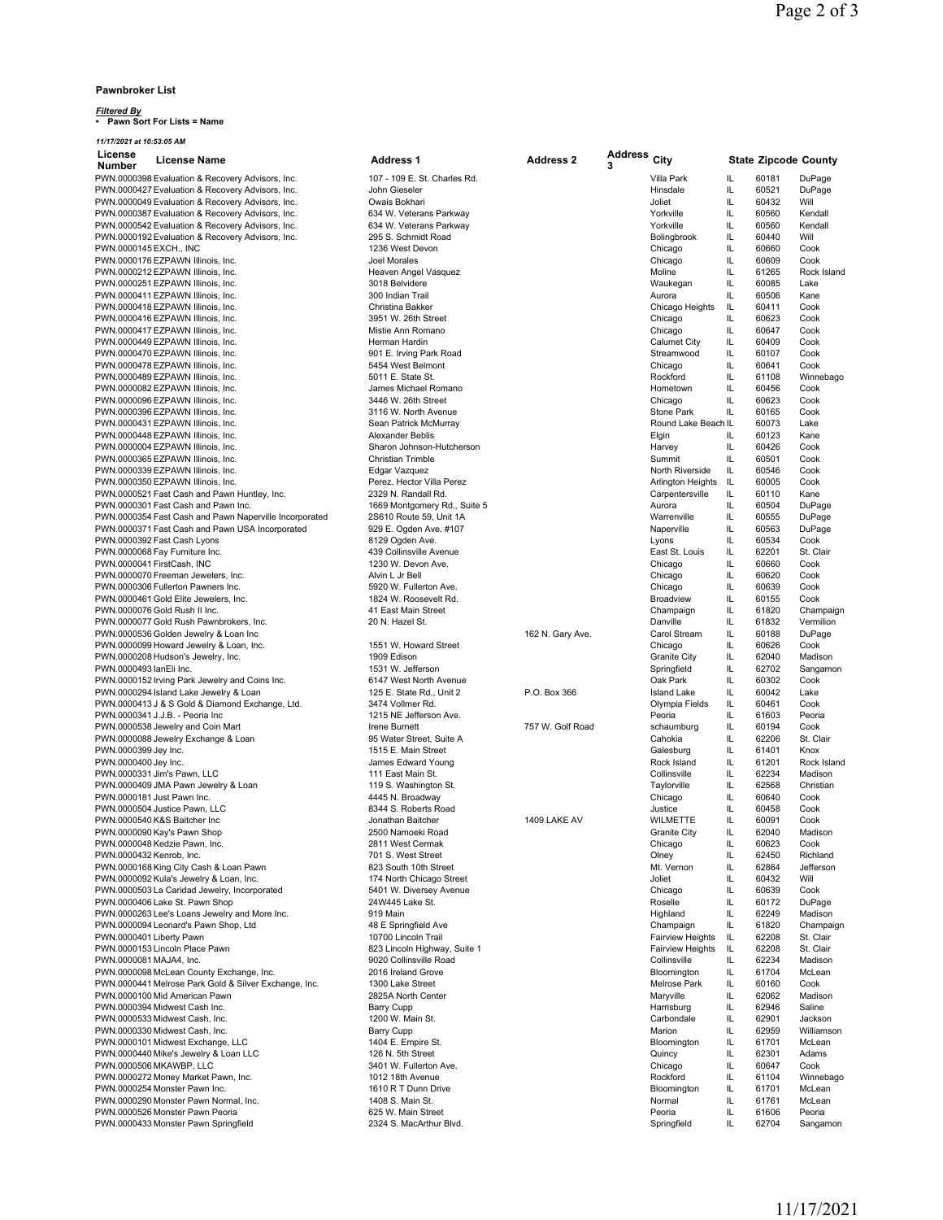**Pawnbroker List**

***Filtered By***
- **Pawn Sort For Lists = Name**

*11/17/2021 at 10:53:05 AM*

| License Number | License Name | Address 1 | Address 2 | Address 3 | City | State | Zipcode | County |
|---|---|---|---|---|---|---|---|---|
| PWN.0000398 | Evaluation & Recovery Advisors, Inc. | 107 - 109 E. St. Charles Rd. | | | Villa Park | IL | 60181 | DuPage |
| PWN.0000427 | Evaluation & Recovery Advisors, Inc. | John Gieseler | | | Hinsdale | IL | 60521 | DuPage |
| PWN.0000049 | Evaluation & Recovery Advisors, Inc. | Owais Bokhari | | | Joliet | IL | 60432 | Will |
| PWN.0000387 | Evaluation & Recovery Advisors, Inc. | 634 W. Veterans Parkway | | | Yorkville | IL | 60560 | Kendall |
| PWN.0000542 | Evaluation & Recovery Advisors, Inc. | 634 W. Veterans Parkway | | | Yorkville | IL | 60560 | Kendall |
| PWN.0000192 | Evaluation & Recovery Advisors, Inc. | 295 S. Schmidt Road | | | Bolingbrook | IL | 60440 | Will |
| PWN.0000145 | EXCH., INC | 1236 West Devon | | | Chicago | IL | 60660 | Cook |
| PWN.0000176 | EZPAWN Illinois, Inc. | Joel Morales | | | Chicago | IL | 60609 | Cook |
| PWN.0000212 | EZPAWN Illinois, Inc. | Heaven Angel Vasquez | | | Moline | IL | 61265 | Rock Island |
| PWN.0000251 | EZPAWN Illinois, Inc. | 3018 Belvidere | | | Waukegan | IL | 60085 | Lake |
| PWN.0000411 | EZPAWN Illinois, Inc. | 300 Indian Trail | | | Aurora | IL | 60506 | Kane |
| PWN.0000418 | EZPAWN Illinois, Inc. | Christina Bakker | | | Chicago Heights | IL | 60411 | Cook |
| PWN.0000416 | EZPAWN Illinois, Inc. | 3951 W. 26th Street | | | Chicago | IL | 60623 | Cook |
| PWN.0000417 | EZPAWN Illinois, Inc. | Mistie Ann Romano | | | Chicago | IL | 60647 | Cook |
| PWN.0000449 | EZPAWN Illinois, Inc. | Herman Hardin | | | Calumet City | IL | 60409 | Cook |
| PWN.0000470 | EZPAWN Illinois, Inc. | 901 E. Irving Park Road | | | Streamwood | IL | 60107 | Cook |
| PWN.0000478 | EZPAWN Illinois, Inc. | 5454 West Belmont | | | Chicago | IL | 60641 | Cook |
| PWN.0000489 | EZPAWN Illinois, Inc. | 5011 E. State St. | | | Rockford | IL | 61108 | Winnebago |
| PWN.0000082 | EZPAWN Illinois, Inc. | James Michael Romano | | | Hometown | IL | 60456 | Cook |
| PWN.0000096 | EZPAWN Illinois, Inc. | 3446 W. 26th Street | | | Chicago | IL | 60623 | Cook |
| PWN.0000396 | EZPAWN Illinois, Inc. | 3116 W. North Avenue | | | Stone Park | IL | 60165 | Cook |
| PWN.0000431 | EZPAWN Illinois, Inc. | Sean Patrick McMurray | | | Round Lake Beach | IL | 60073 | Lake |
| PWN.0000448 | EZPAWN Illinois, Inc. | Alexander Beblis | | | Elgin | IL | 60123 | Kane |
| PWN.0000004 | EZPAWN Illinois, Inc. | Sharon Johnson-Hutcherson | | | Harvey | IL | 60426 | Cook |
| PWN.0000365 | EZPAWN Illinois, Inc. | Christian Trimble | | | Summit | IL | 60501 | Cook |
| PWN.0000339 | EZPAWN Illinois, Inc. | Edgar Vazquez | | | North Riverside | IL | 60546 | Cook |
| PWN.0000350 | EZPAWN Illinois, Inc. | Perez, Hector Villa Perez | | | Arlington Heights | IL | 60005 | Cook |
| PWN.0000521 | Fast Cash and Pawn Huntley, Inc. | 2329 N. Randall Rd. | | | Carpentersville | IL | 60110 | Kane |
| PWN.0000301 | Fast Cash and Pawn Inc. | 1669 Montgomery Rd., Suite 5 | | | Aurora | IL | 60504 | DuPage |
| PWN.0000354 | Fast Cash and Pawn Naperville Incorporated | 2S610 Route 59, Unit 1A | | | Warrenville | IL | 60555 | DuPage |
| PWN.0000371 | Fast Cash and Pawn USA Incorporated | 929 E. Ogden Ave. #107 | | | Naperville | IL | 60563 | DuPage |
| PWN.0000392 | Fast Cash Lyons | 8129 Ogden Ave. | | | Lyons | IL | 60534 | Cook |
| PWN.0000068 | Fay Furniture Inc. | 439 Collinsville Avenue | | | East St. Louis | IL | 62201 | St. Clair |
| PWN.0000041 | FirstCash, INC | 1230 W. Devon Ave. | | | Chicago | IL | 60660 | Cook |
| PWN.0000070 | Freeman Jewelers, Inc. | Alvin L Jr Bell | | | Chicago | IL | 60620 | Cook |
| PWN.0000306 | Fullerton Pawners Inc. | 5920 W. Fullerton Ave. | | | Chicago | IL | 60639 | Cook |
| PWN.0000461 | Gold Elite Jewelers, Inc. | 1824 W. Roosevelt Rd. | | | Broadview | IL | 60155 | Cook |
| PWN.0000076 | Gold Rush II Inc. | 41 East Main Street | | | Champaign | IL | 61820 | Champaign |
| PWN.0000077 | Gold Rush Pawnbrokers, Inc. | 20 N. Hazel St. | | | Danville | IL | 61832 | Vermilion |
| PWN.0000536 | Golden Jewelry & Loan Inc | | 162 N. Gary Ave. | | Carol Stream | IL | 60188 | DuPage |
| PWN.0000099 | Howard Jewelry & Loan, Inc. | 1551 W. Howard Street | | | Chicago | IL | 60626 | Cook |
| PWN.0000208 | Hudson's Jewelry, Inc. | 1909 Edison | | | Granite City | IL | 62040 | Madison |
| PWN.0000493 | IanEli Inc. | 1531 W. Jefferson | | | Springfield | IL | 62702 | Sangamon |
| PWN.0000152 | Irving Park Jewelry and Coins Inc. | 6147 West North Avenue | | | Oak Park | IL | 60302 | Cook |
| PWN.0000294 | Island Lake Jewelry & Loan | 125 E. State Rd., Unit 2 | P.O. Box 366 | | Island Lake | IL | 60042 | Lake |
| PWN.0000413 | J & S Gold & Diamond Exchange, Ltd. | 3474 Vollmer Rd. | | | Olympia Fields | IL | 60461 | Cook |
| PWN.0000341 | J.J.B. - Peoria Inc | 1215 NE Jefferson Ave. | | | Peoria | IL | 61603 | Peoria |
| PWN.0000538 | Jewelry and Coin Mart | Irene Burnett | 757 W. Golf Road | | schaumburg | IL | 60194 | Cook |
| PWN.0000088 | Jewelry Exchange & Loan | 95 Water Street, Suite A | | | Cahokia | IL | 62206 | St. Clair |
| PWN.0000399 | Jey Inc. | 1515 E. Main Street | | | Galesburg | IL | 61401 | Knox |
| PWN.0000400 | Jey Inc. | James Edward Young | | | Rock Island | IL | 61201 | Rock Island |
| PWN.0000331 | Jim's Pawn, LLC | 111 East Main St. | | | Collinsville | IL | 62234 | Madison |
| PWN.0000409 | JMA Pawn Jewelry & Loan | 119 S. Washington St. | | | Taylorville | IL | 62568 | Christian |
| PWN.0000181 | Just Pawn Inc. | 4445 N. Broadway | | | Chicago | IL | 60640 | Cook |
| PWN.0000504 | Justice Pawn, LLC | 8344 S. Roberts Road | | | Justice | IL | 60458 | Cook |
| PWN.0000540 | K&S Baitcher Inc | Jonathan Baitcher | 1409 LAKE AV | | WILMETTE | IL | 60091 | Cook |
| PWN.0000090 | Kay's Pawn Shop | 2500 Namoeki Road | | | Granite City | IL | 62040 | Madison |
| PWN.0000048 | Kedzie Pawn, Inc. | 2811 West Cermak | | | Chicago | IL | 60623 | Cook |
| PWN.0000432 | Kenrob, Inc. | 701 S. West Street | | | Olney | IL | 62450 | Richland |
| PWN.0000168 | King City Cash & Loan Pawn | 823 South 10th Street | | | Mt. Vernon | IL | 62864 | Jefferson |
| PWN.0000092 | Kula's Jewelry & Loan, Inc. | 174 North Chicago Street | | | Joliet | IL | 60432 | Will |
| PWN.0000503 | La Caridad Jewelry, Incorporated | 5401 W. Diversey Avenue | | | Chicago | IL | 60639 | Cook |
| PWN.0000406 | Lake St. Pawn Shop | 24W445 Lake St. | | | Roselle | IL | 60172 | DuPage |
| PWN.0000263 | Lee's Loans Jewelry and More Inc. | 919 Main | | | Highland | IL | 62249 | Madison |
| PWN.0000094 | Leonard's Pawn Shop, Ltd | 48 E Springfield Ave | | | Champaign | IL | 61820 | Champaign |
| PWN.0000401 | Liberty Pawn | 10700 Lincoln Trail | | | Fairview Heights | IL | 62208 | St. Clair |
| PWN.0000153 | Lincoln Place Pawn | 823 Lincoln Highway, Suite 1 | | | Fairview Heights | IL | 62208 | St. Clair |
| PWN.0000081 | MAJA4, Inc. | 9020 Collinsville Road | | | Collinsville | IL | 62234 | Madison |
| PWN.0000098 | McLean County Exchange, Inc. | 2016 Ireland Grove | | | Bloomington | IL | 61704 | McLean |
| PWN.0000441 | Melrose Park Gold & Silver Exchange, Inc. | 1300 Lake Street | | | Melrose Park | IL | 60160 | Cook |
| PWN.0000100 | Mid American Pawn | 2825A North Center | | | Maryville | IL | 62062 | Madison |
| PWN.0000394 | Midwest Cash Inc. | Barry Cupp | | | Harrisburg | IL | 62946 | Saline |
| PWN.0000533 | Midwest Cash, Inc. | 1200 W. Main St. | | | Carbondale | IL | 62901 | Jackson |
| PWN.0000330 | Midwest Cash, Inc. | Barry Cupp | | | Marion | IL | 62959 | Williamson |
| PWN.0000101 | Midwest Exchange, LLC | 1404 E. Empire St. | | | Bloomington | IL | 61701 | McLean |
| PWN.0000440 | Mike's Jewelry & Loan LLC | 126 N. 5th Street | | | Quincy | IL | 62301 | Adams |
| PWN.0000506 | MKAWBP, LLC | 3401 W. Fullerton Ave. | | | Chicago | IL | 60647 | Cook |
| PWN.0000272 | Money Market Pawn, Inc. | 1012 18th Avenue | | | Rockford | IL | 61104 | Winnebago |
| PWN.0000254 | Monster Pawn Inc. | 1610 R T Dunn Drive | | | Bloomington | IL | 61701 | McLean |
| PWN.0000290 | Monster Pawn Normal, Inc. | 1408 S. Main St. | | | Normal | IL | 61761 | McLean |
| PWN.0000526 | Monster Pawn Peoria | 625 W. Main Street | | | Peoria | IL | 61606 | Peoria |
| PWN.0000433 | Monster Pawn Springfield | 2324 S. MacArthur Blvd. | | | Springfield | IL | 62704 | Sangamon |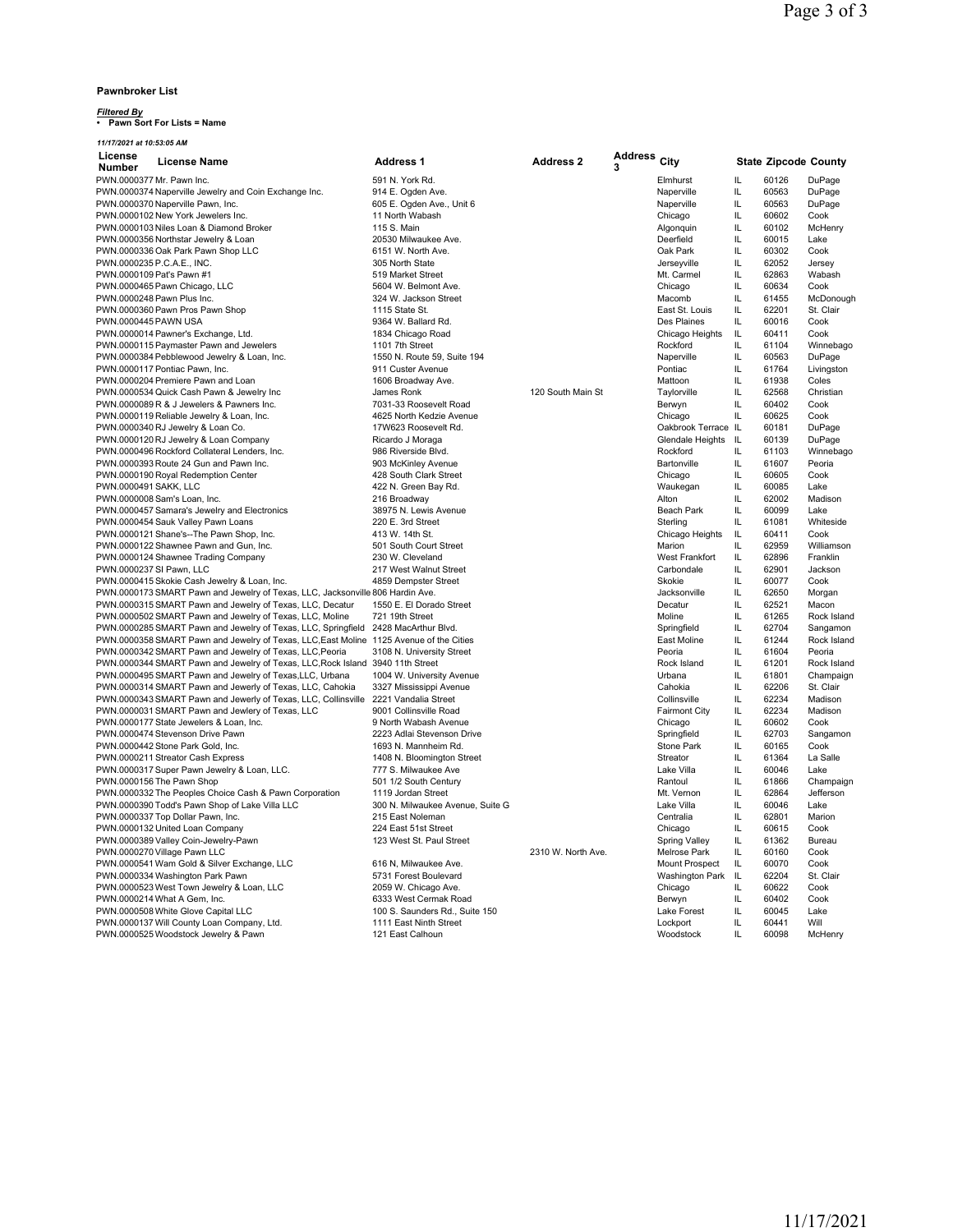**Pawnbroker List**

***Filtered By***
- **Pawn Sort For Lists = Name**

***11/17/2021 at 10:53:05 AM***

| License Number | License Name | Address 1 | Address 2 | Address 3 | City | State | Zipcode | County |
|---|---|---|---|---|---|---|---|---|
| PWN.0000377 | Mr. Pawn Inc. | 591 N. York Rd. | | | Elmhurst | IL | 60126 | DuPage |
| PWN.0000374 | Naperville Jewelry and Coin Exchange Inc. | 914 E. Ogden Ave. | | | Naperville | IL | 60563 | DuPage |
| PWN.0000370 | Naperville Pawn, Inc. | 605 E. Ogden Ave., Unit 6 | | | Naperville | IL | 60563 | DuPage |
| PWN.0000102 | New York Jewelers Inc. | 11 North Wabash | | | Chicago | IL | 60602 | Cook |
| PWN.0000103 | Niles Loan & Diamond Broker | 115 S. Main | | | Algonquin | IL | 60102 | McHenry |
| PWN.0000356 | Northstar Jewelry & Loan | 20530 Milwaukee Ave. | | | Deerfield | IL | 60015 | Lake |
| PWN.0000336 | Oak Park Pawn Shop LLC | 6151 W. North Ave. | | | Oak Park | IL | 60302 | Cook |
| PWN.0000235 | P.C.A.E., INC. | 305 North State | | | Jerseyville | IL | 62052 | Jersey |
| PWN.0000109 | Pat's Pawn #1 | 519 Market Street | | | Mt. Carmel | IL | 62863 | Wabash |
| PWN.0000465 | Pawn Chicago, LLC | 5604 W. Belmont Ave. | | | Chicago | IL | 60634 | Cook |
| PWN.0000248 | Pawn Plus Inc. | 324 W. Jackson Street | | | Macomb | IL | 61455 | McDonough |
| PWN.0000360 | Pawn Pros Pawn Shop | 1115 State St. | | | East St. Louis | IL | 62201 | St. Clair |
| PWN.0000445 | PAWN USA | 9364 W. Ballard Rd. | | | Des Plaines | IL | 60016 | Cook |
| PWN.0000014 | Pawner's Exchange, Ltd. | 1834 Chicago Road | | | Chicago Heights | IL | 60411 | Cook |
| PWN.0000115 | Paymaster Pawn and Jewelers | 1101 7th Street | | | Rockford | IL | 61104 | Winnebago |
| PWN.0000384 | Pebblewood Jewelry & Loan, Inc. | 1550 N. Route 59, Suite 194 | | | Naperville | IL | 60563 | DuPage |
| PWN.0000117 | Pontiac Pawn, Inc. | 911 Custer Avenue | | | Pontiac | IL | 61764 | Livingston |
| PWN.0000204 | Premiere Pawn and Loan | 1606 Broadway Ave. | | | Mattoon | IL | 61938 | Coles |
| PWN.0000534 | Quick Cash Pawn & Jewelry Inc | James Ronk | 120 South Main St | | Taylorville | IL | 62568 | Christian |
| PWN.0000089 | R & J Jewelers & Pawners Inc. | 7031-33 Roosevelt Road | | | Berwyn | IL | 60402 | Cook |
| PWN.0000119 | Reliable Jewelry & Loan, Inc. | 4625 North Kedzie Avenue | | | Chicago | IL | 60625 | Cook |
| PWN.0000340 | RJ Jewelry & Loan Co. | 17W623 Roosevelt Rd. | | | Oakbrook Terrace | IL | 60181 | DuPage |
| PWN.0000120 | RJ Jewelry & Loan Company | Ricardo J Moraga | | | Glendale Heights | IL | 60139 | DuPage |
| PWN.0000496 | Rockford Collateral Lenders, Inc. | 986 Riverside Blvd. | | | Rockford | IL | 61103 | Winnebago |
| PWN.0000393 | Route 24 Gun and Pawn Inc. | 903 McKinley Avenue | | | Bartonville | IL | 61607 | Peoria |
| PWN.0000190 | Royal Redemption Center | 428 South Clark Street | | | Chicago | IL | 60605 | Cook |
| PWN.0000491 | SAKK, LLC | 422 N. Green Bay Rd. | | | Waukegan | IL | 60085 | Lake |
| PWN.0000008 | Sam's Loan, Inc. | 216 Broadway | | | Alton | IL | 62002 | Madison |
| PWN.0000457 | Samara's Jewelry and Electronics | 38975 N. Lewis Avenue | | | Beach Park | IL | 60099 | Lake |
| PWN.0000454 | Sauk Valley Pawn Loans | 220 E. 3rd Street | | | Sterling | IL | 61081 | Whiteside |
| PWN.0000121 | Shane's--The Pawn Shop, Inc. | 413 W. 14th St. | | | Chicago Heights | IL | 60411 | Cook |
| PWN.0000122 | Shawnee Pawn and Gun, Inc. | 501 South Court Street | | | Marion | IL | 62959 | Williamson |
| PWN.0000124 | Shawnee Trading Company | 230 W. Cleveland | | | West Frankfort | IL | 62896 | Franklin |
| PWN.0000237 | SI Pawn, LLC | 217 West Walnut Street | | | Carbondale | IL | 62901 | Jackson |
| PWN.0000415 | Skokie Cash Jewelry & Loan, Inc. | 4859 Dempster Street | | | Skokie | IL | 60077 | Cook |
| PWN.0000173 | SMART Pawn and Jewelry of Texas, LLC, Jacksonville | 806 Hardin Ave. | | | Jacksonville | IL | 62650 | Morgan |
| PWN.0000315 | SMART Pawn and Jewelry of Texas, LLC, Decatur | 1550 E. El Dorado Street | | | Decatur | IL | 62521 | Macon |
| PWN.0000502 | SMART Pawn and Jewelry of Texas, LLC, Moline | 721 19th Street | | | Moline | IL | 61265 | Rock Island |
| PWN.0000285 | SMART Pawn and Jewelry of Texas, LLC, Springfield | 2428 MacArthur Blvd. | | | Springfield | IL | 62704 | Sangamon |
| PWN.0000358 | SMART Pawn and Jewelry of Texas, LLC,East Moline | 1125 Avenue of the Cities | | | East Moline | IL | 61244 | Rock Island |
| PWN.0000342 | SMART Pawn and Jewelry of Texas, LLC,Peoria | 3108 N. University Street | | | Peoria | IL | 61604 | Peoria |
| PWN.0000344 | SMART Pawn and Jewelry of Texas, LLC,Rock Island | 3940 11th Street | | | Rock Island | IL | 61201 | Rock Island |
| PWN.0000495 | SMART Pawn and Jewelry of Texas,LLC, Urbana | 1004 W. University Avenue | | | Urbana | IL | 61801 | Champaign |
| PWN.0000314 | SMART Pawn and Jewerly of Texas, LLC, Cahokia | 3327 Mississippi Avenue | | | Cahokia | IL | 62206 | St. Clair |
| PWN.0000343 | SMART Pawn and Jewelry of Texas, LLC, Collinsville | 2221 Vandalia Street | | | Collinsville | IL | 62234 | Madison |
| PWN.0000031 | SMART Pawn and Jewlery of Texas, LLC | 9001 Collinsville Road | | | Fairmont City | IL | 62234 | Madison |
| PWN.0000177 | State Jewelers & Loan, Inc. | 9 North Wabash Avenue | | | Chicago | IL | 60602 | Cook |
| PWN.0000474 | Stevenson Drive Pawn | 2223 Adlai Stevenson Drive | | | Springfield | IL | 62703 | Sangamon |
| PWN.0000442 | Stone Park Gold, Inc. | 1693 N. Mannheim Rd. | | | Stone Park | IL | 60165 | Cook |
| PWN.0000211 | Streator Cash Express | 1408 N. Bloomington Street | | | Streator | IL | 61364 | La Salle |
| PWN.0000317 | Super Pawn Jewelry & Loan, LLC. | 777 S. Milwaukee Ave | | | Lake Villa | IL | 60046 | Lake |
| PWN.0000156 | The Pawn Shop | 501 1/2 South Century | | | Rantoul | IL | 61866 | Champaign |
| PWN.0000332 | The Peoples Choice Cash & Pawn Corporation | 1119 Jordan Street | | | Mt. Vernon | IL | 62864 | Jefferson |
| PWN.0000390 | Todd's Pawn Shop of Lake Villa LLC | 300 N. Milwaukee Avenue, Suite G | | | Lake Villa | IL | 60046 | Lake |
| PWN.0000337 | Top Dollar Pawn, Inc. | 215 East Noleman | | | Centralia | IL | 62801 | Marion |
| PWN.0000132 | United Loan Company | 224 East 51st Street | | | Chicago | IL | 60615 | Cook |
| PWN.0000389 | Valley Coin-Jewelry-Pawn | 123 West St. Paul Street | | | Spring Valley | IL | 61362 | Bureau |
| PWN.0000270 | Village Pawn LLC | | 2310 W. North Ave. | | Melrose Park | IL | 60160 | Cook |
| PWN.0000541 | Wam Gold & Silver Exchange, LLC | 616 N, Milwaukee Ave. | | | Mount Prospect | IL | 60070 | Cook |
| PWN.0000334 | Washington Park Pawn | 5731 Forest Boulevard | | | Washington Park | IL | 62204 | St. Clair |
| PWN.0000523 | West Town Jewelry & Loan, LLC | 2059 W. Chicago Ave. | | | Chicago | IL | 60622 | Cook |
| PWN.0000214 | What A Gem, Inc. | 6333 West Cermak Road | | | Berwyn | IL | 60402 | Cook |
| PWN.0000508 | White Glove Capital LLC | 100 S. Saunders Rd., Suite 150 | | | Lake Forest | IL | 60045 | Lake |
| PWN.0000137 | Will County Loan Company, Ltd. | 1111 East Ninth Street | | | Lockport | IL | 60441 | Will |
| PWN.0000525 | Woodstock Jewelry & Pawn | 121 East Calhoun | | | Woodstock | IL | 60098 | McHenry |